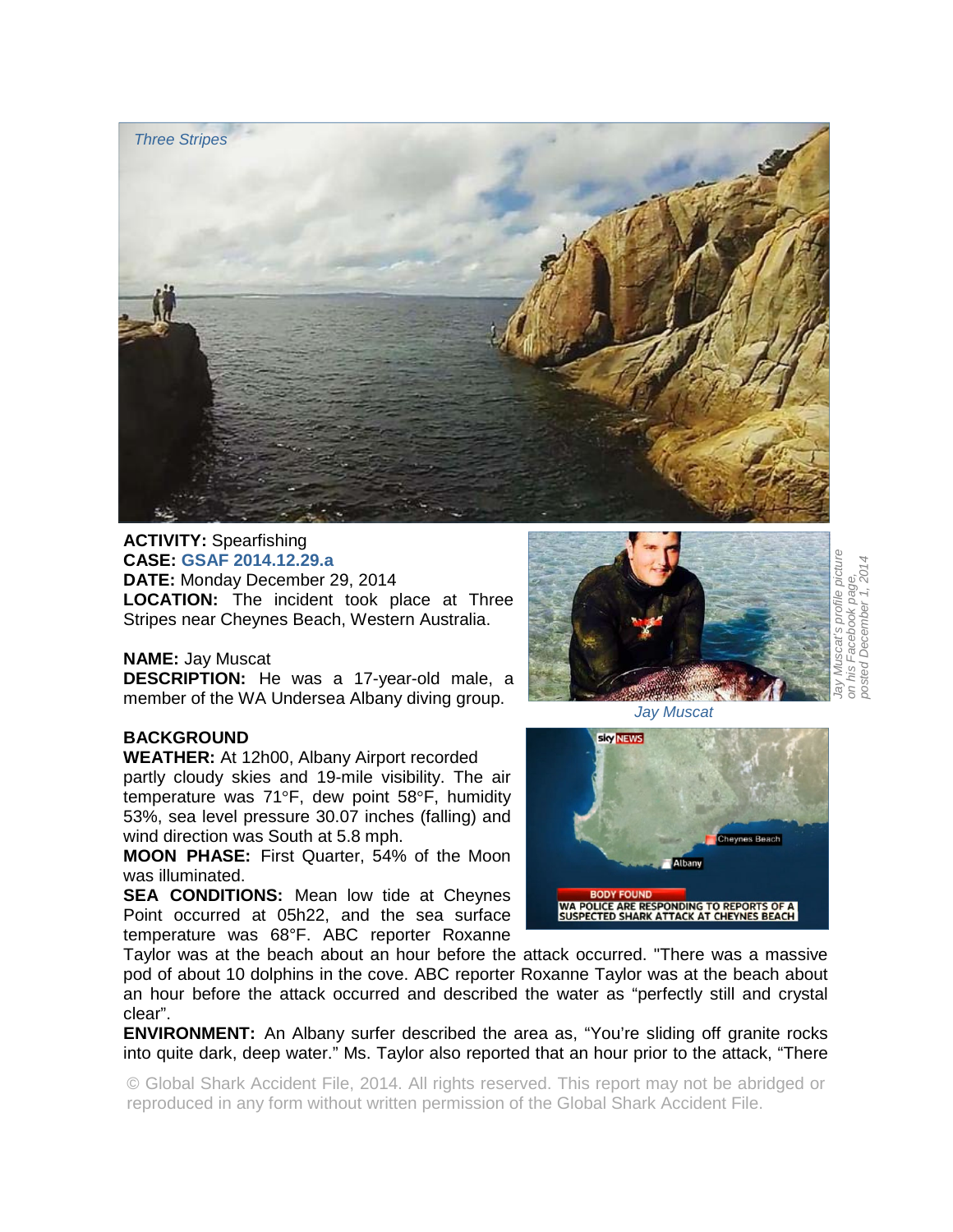*Three Stripes*

**ACTIVITY:** Spearfishing
**CASE:** GSAF 2014.12.29.a
**DATE:** Monday December 29, 2014
**LOCATION:** The incident took place at Three Stripes near Cheynes Beach, Western Australia.

**NAME:** Jay Muscat
**DESCRIPTION:** He was a 17-year-old male, a member of the WA Undersea Albany diving group.

*Jay Muscat*

*Jay Muscat's profile picture on his Facebook page, posted December 1, 2014*

sky NEWS

Cheynes Beach

Albany

BODY FOUND

WA POLICE ARE RESPONDING TO REPORTS OF A SUSPECTED SHARK ATTACK AT CHEYNES BEACH

**BACKGROUND**

**WEATHER:** At 12h00, Albany Airport recorded partly cloudy skies and 19-mile visibility. The air temperature was 71°F, dew point 58°F, humidity 53%, sea level pressure 30.07 inches (falling) and wind direction was South at 5.8 mph.

**MOON PHASE:** First Quarter, 54% of the Moon was illuminated.

**SEA CONDITIONS:** Mean low tide at Cheynes Point occurred at 05h22, and the sea surface temperature was 68°F. ABC reporter Roxanne Taylor was at the beach about an hour before the attack occurred. "There was a massive pod of about 10 dolphins in the cove. ABC reporter Roxanne Taylor was at the beach about an hour before the attack occurred and described the water as "perfectly still and crystal clear".

**ENVIRONMENT:** An Albany surfer described the area as, "You're sliding off granite rocks into quite dark, deep water." Ms. Taylor also reported that an hour prior to the attack, "There

© Global Shark Accident File, 2014. All rights reserved. This report may not be abridged or reproduced in any form without written permission of the Global Shark Accident File.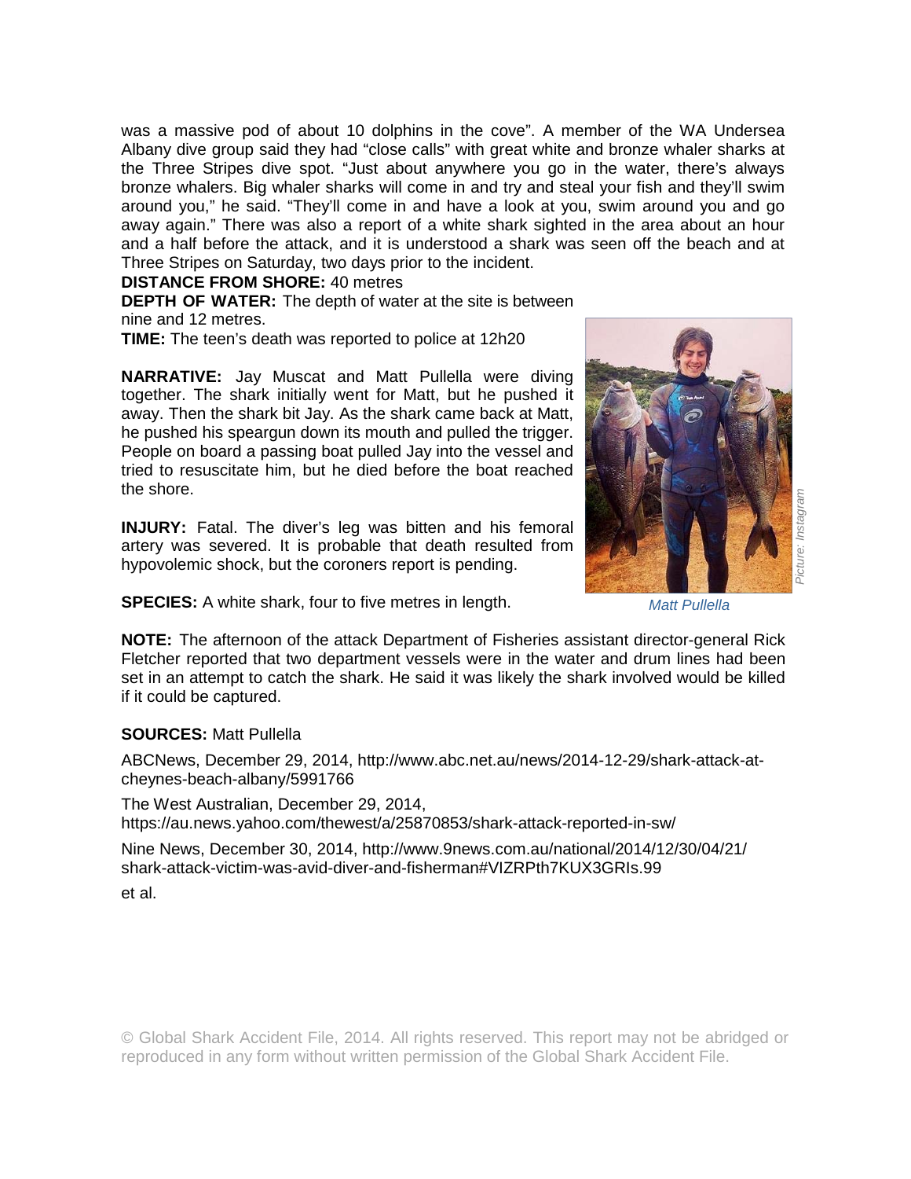was a massive pod of about 10 dolphins in the cove". A member of the WA Undersea Albany dive group said they had "close calls" with great white and bronze whaler sharks at the Three Stripes dive spot. "Just about anywhere you go in the water, there's always bronze whalers. Big whaler sharks will come in and try and steal your fish and they'll swim around you," he said. "They'll come in and have a look at you, swim around you and go away again." There was also a report of a white shark sighted in the area about an hour and a half before the attack, and it is understood a shark was seen off the beach and at Three Stripes on Saturday, two days prior to the incident.

**DISTANCE FROM SHORE:** 40 metres

**DEPTH OF WATER:** The depth of water at the site is between nine and 12 metres.

**TIME:** The teen's death was reported to police at 12h20

**NARRATIVE:** Jay Muscat and Matt Pullella were diving together. The shark initially went for Matt, but he pushed it away. Then the shark bit Jay. As the shark came back at Matt, he pushed his speargun down its mouth and pulled the trigger. People on board a passing boat pulled Jay into the vessel and tried to resuscitate him, but he died before the boat reached the shore.

**INJURY:** Fatal. The diver's leg was bitten and his femoral artery was severed. It is probable that death resulted from hypovolemic shock, but the coroners report is pending.

**SPECIES:** A white shark, four to five metres in length.

Picture: Instagram

Matt Pullella

**NOTE:** The afternoon of the attack Department of Fisheries assistant director-general Rick Fletcher reported that two department vessels were in the water and drum lines had been set in an attempt to catch the shark. He said it was likely the shark involved would be killed if it could be captured.

**SOURCES:** Matt Pullella

ABCNews, December 29, 2014, http://www.abc.net.au/news/2014-12-29/shark-attack-at-cheynes-beach-albany/5991766

The West Australian, December 29, 2014, https://au.news.yahoo.com/thewest/a/25870853/shark-attack-reported-in-sw/

Nine News, December 30, 2014, http://www.9news.com.au/national/2014/12/30/04/21/shark-attack-victim-was-avid-diver-and-fisherman#VIZRPth7KUX3GRIs.99

et al.

© Global Shark Accident File, 2014. All rights reserved. This report may not be abridged or reproduced in any form without written permission of the Global Shark Accident File.